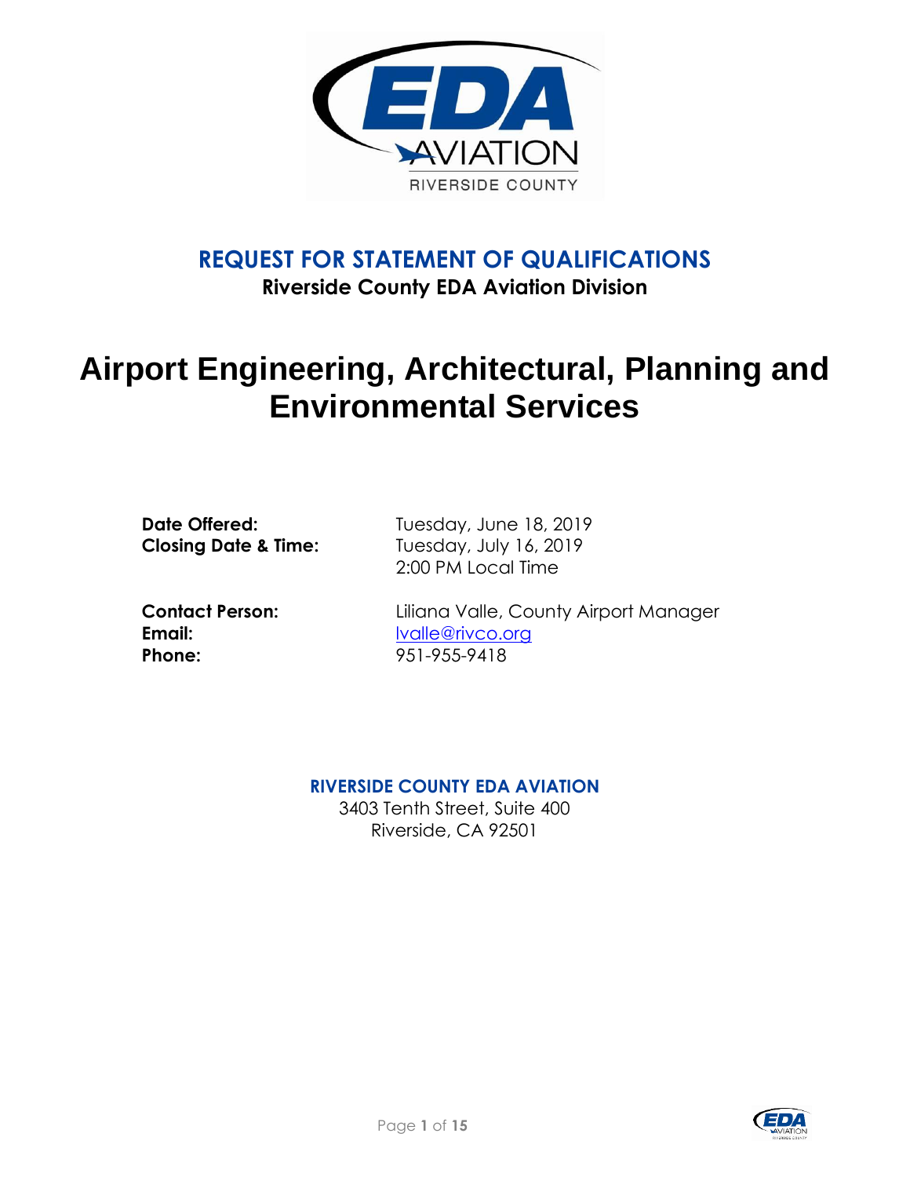## REQUEST FOR STATEMENT OF QUALIFICATIONS

**Riverside County EDA Aviation Division**

# Airport Engineering, Architectural, Planning and Environmental Services

**Date Offered:** Tuesday, June 18, 2019

**Closing Date & Time:** Tuesday, July 16, 2019
2:00 PM Local Time

**Contact Person:** Liliana Valle, County Airport Manager

**Email:** lvalle@rivco.org

**Phone:** 951-955-9418

**RIVERSIDE COUNTY EDA AVIATION**

3403 Tenth Street, Suite 400
Riverside, CA 92501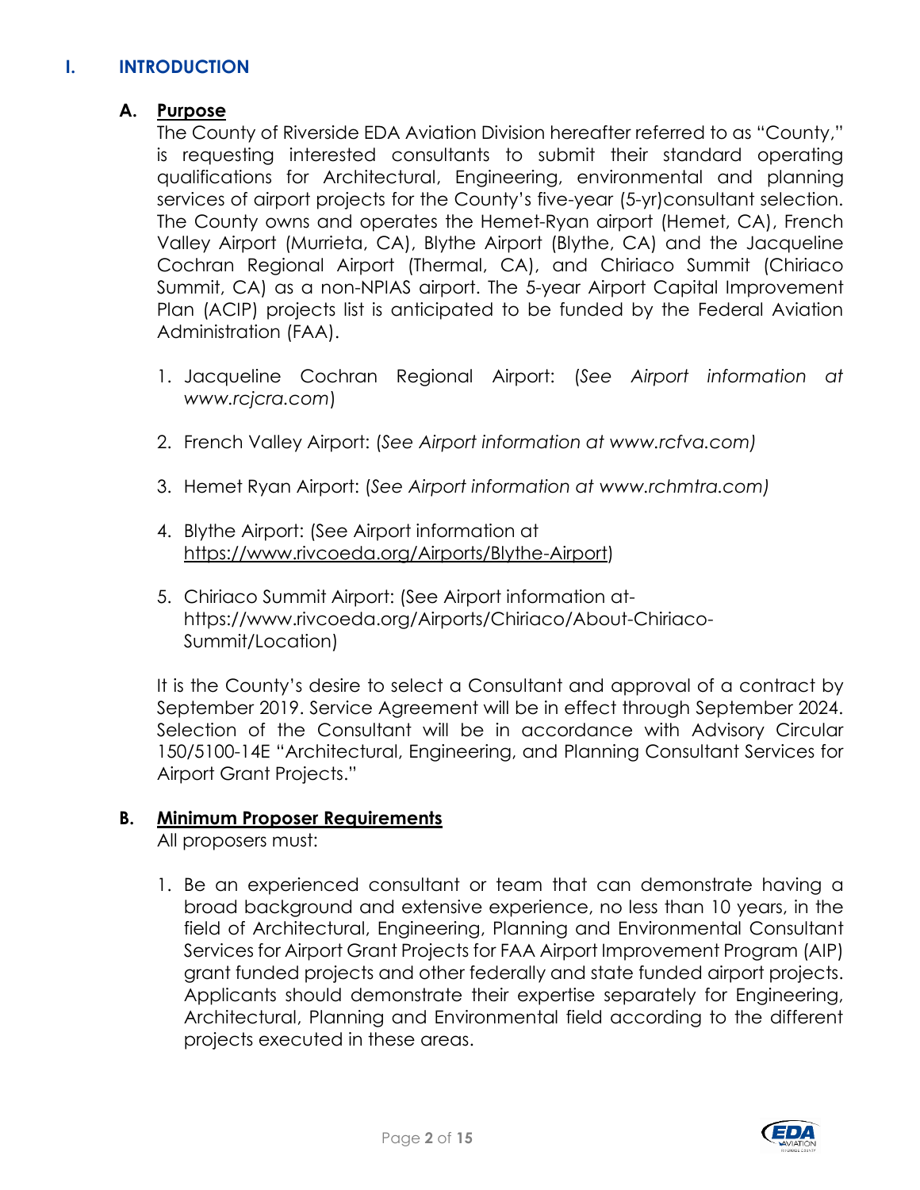# I. INTRODUCTION

## A. Purpose

The County of Riverside EDA Aviation Division hereafter referred to as "County," is requesting interested consultants to submit their standard operating qualifications for Architectural, Engineering, environmental and planning services of airport projects for the County's five-year (5-yr)consultant selection. The County owns and operates the Hemet-Ryan airport (Hemet, CA), French Valley Airport (Murrieta, CA), Blythe Airport (Blythe, CA) and the Jacqueline Cochran Regional Airport (Thermal, CA), and Chiriaco Summit (Chiriaco Summit, CA) as a non-NPIAS airport. The 5-year Airport Capital Improvement Plan (ACIP) projects list is anticipated to be funded by the Federal Aviation Administration (FAA).

1. Jacqueline Cochran Regional Airport: (*See Airport information at www.rcjcra.com*)
2. French Valley Airport: (*See Airport information at www.rcfva.com)*
3. Hemet Ryan Airport: (*See Airport information at www.rchmtra.com)*
4. Blythe Airport: (See Airport information at https://www.rivcoeda.org/Airports/Blythe-Airport)
5. Chiriaco Summit Airport: (See Airport information at-https://www.rivcoeda.org/Airports/Chiriaco/About-Chiriaco-Summit/Location)

It is the County's desire to select a Consultant and approval of a contract by September 2019. Service Agreement will be in effect through September 2024. Selection of the Consultant will be in accordance with Advisory Circular 150/5100-14E "Architectural, Engineering, and Planning Consultant Services for Airport Grant Projects."

## B. Minimum Proposer Requirements

All proposers must:

1. Be an experienced consultant or team that can demonstrate having a broad background and extensive experience, no less than 10 years, in the field of Architectural, Engineering, Planning and Environmental Consultant Services for Airport Grant Projects for FAA Airport Improvement Program (AIP) grant funded projects and other federally and state funded airport projects. Applicants should demonstrate their expertise separately for Engineering, Architectural, Planning and Environmental field according to the different projects executed in these areas.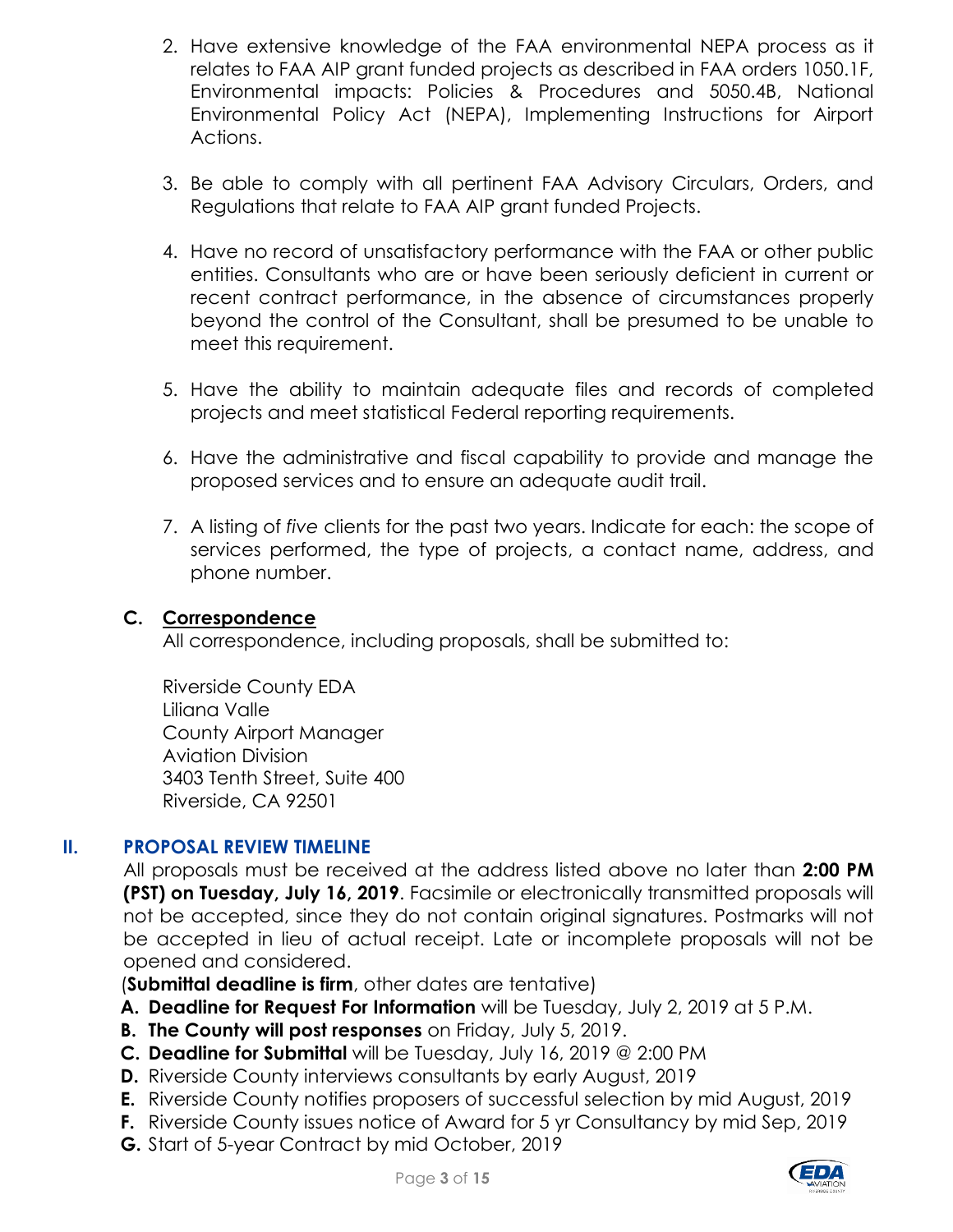2. Have extensive knowledge of the FAA environmental NEPA process as it relates to FAA AIP grant funded projects as described in FAA orders 1050.1F, Environmental impacts: Policies & Procedures and 5050.4B, National Environmental Policy Act (NEPA), Implementing Instructions for Airport Actions.

3. Be able to comply with all pertinent FAA Advisory Circulars, Orders, and Regulations that relate to FAA AIP grant funded Projects.

4. Have no record of unsatisfactory performance with the FAA or other public entities. Consultants who are or have been seriously deficient in current or recent contract performance, in the absence of circumstances properly beyond the control of the Consultant, shall be presumed to be unable to meet this requirement.

5. Have the ability to maintain adequate files and records of completed projects and meet statistical Federal reporting requirements.

6. Have the administrative and fiscal capability to provide and manage the proposed services and to ensure an adequate audit trail.

7. A listing of *five* clients for the past two years. Indicate for each: the scope of services performed, the type of projects, a contact name, address, and phone number.

### C. <u>Correspondence</u>

All correspondence, including proposals, shall be submitted to:

Riverside County EDA
Liliana Valle
County Airport Manager
Aviation Division
3403 Tenth Street, Suite 400
Riverside, CA 92501

## II. PROPOSAL REVIEW TIMELINE

All proposals must be received at the address listed above no later than **2:00 PM (PST) on Tuesday, July 16, 2019**. Facsimile or electronically transmitted proposals will not be accepted, since they do not contain original signatures. Postmarks will not be accepted in lieu of actual receipt. Late or incomplete proposals will not be opened and considered.

(**Submittal deadline is firm**, other dates are tentative)

- **A. Deadline for Request For Information** will be Tuesday, July 2, 2019 at 5 P.M.
- **B. The County will post responses** on Friday, July 5, 2019.
- **C. Deadline for Submittal** will be Tuesday, July 16, 2019 @ 2:00 PM
- **D.** Riverside County interviews consultants by early August, 2019
- **E.** Riverside County notifies proposers of successful selection by mid August, 2019
- **F.** Riverside County issues notice of Award for 5 yr Consultancy by mid Sep, 2019
- **G.** Start of 5-year Contract by mid October, 2019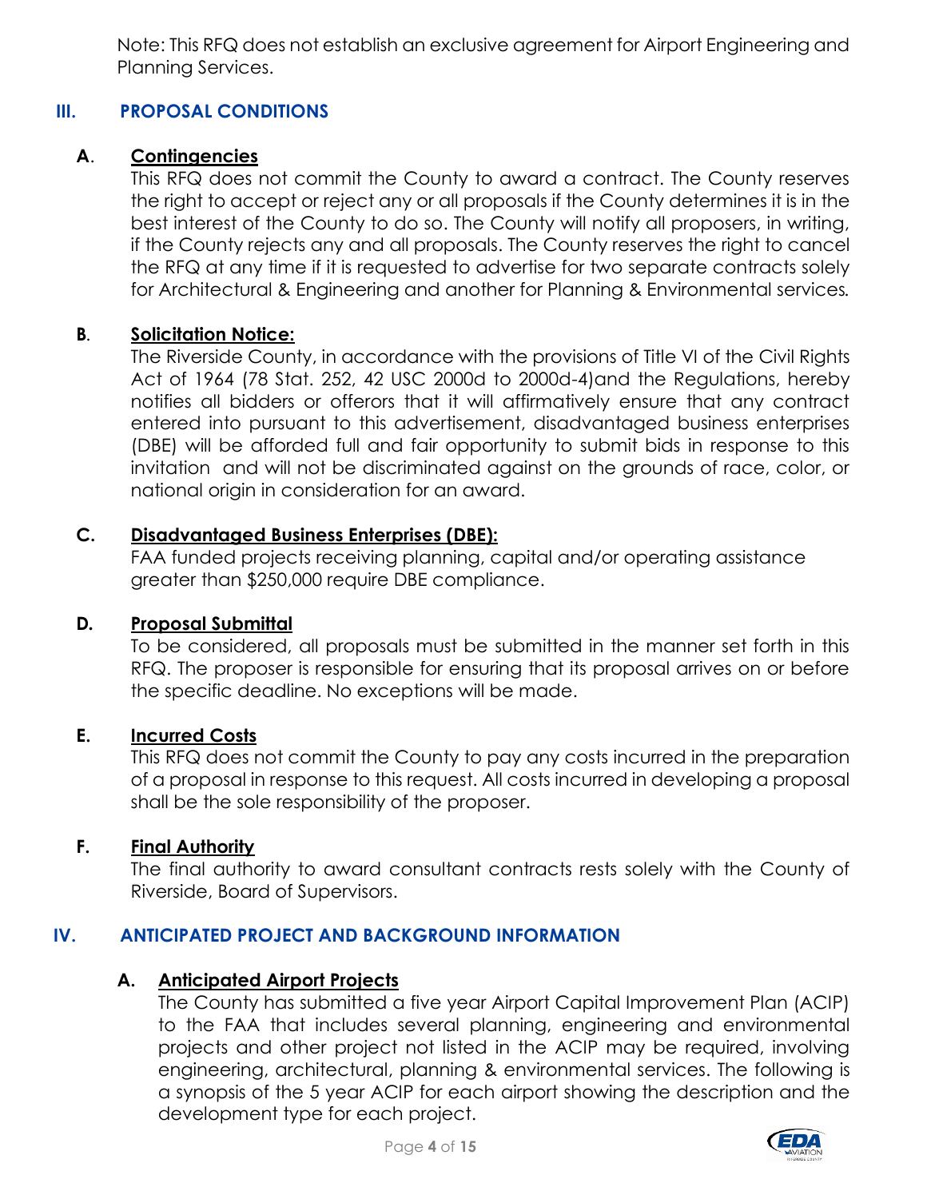Note: This RFQ does not establish an exclusive agreement for Airport Engineering and Planning Services.

## III. PROPOSAL CONDITIONS

### A. Contingencies

This RFQ does not commit the County to award a contract. The County reserves the right to accept or reject any or all proposals if the County determines it is in the best interest of the County to do so. The County will notify all proposers, in writing, if the County rejects any and all proposals. The County reserves the right to cancel the RFQ at any time if it is requested to advertise for two separate contracts solely for Architectural & Engineering and another for Planning & Environmental services.

### B. Solicitation Notice:

The Riverside County, in accordance with the provisions of Title VI of the Civil Rights Act of 1964 (78 Stat. 252, 42 USC 2000d to 2000d-4)and the Regulations, hereby notifies all bidders or offerors that it will affirmatively ensure that any contract entered into pursuant to this advertisement, disadvantaged business enterprises (DBE) will be afforded full and fair opportunity to submit bids in response to this invitation and will not be discriminated against on the grounds of race, color, or national origin in consideration for an award.

### C. Disadvantaged Business Enterprises (DBE):

FAA funded projects receiving planning, capital and/or operating assistance greater than $250,000 require DBE compliance.

### D. Proposal Submittal

To be considered, all proposals must be submitted in the manner set forth in this RFQ. The proposer is responsible for ensuring that its proposal arrives on or before the specific deadline. No exceptions will be made.

### E. Incurred Costs

This RFQ does not commit the County to pay any costs incurred in the preparation of a proposal in response to this request. All costs incurred in developing a proposal shall be the sole responsibility of the proposer.

### F. Final Authority

The final authority to award consultant contracts rests solely with the County of Riverside, Board of Supervisors.

## IV. ANTICIPATED PROJECT AND BACKGROUND INFORMATION

### A. Anticipated Airport Projects

The County has submitted a five year Airport Capital Improvement Plan (ACIP) to the FAA that includes several planning, engineering and environmental projects and other project not listed in the ACIP may be required, involving engineering, architectural, planning & environmental services. The following is a synopsis of the 5 year ACIP for each airport showing the description and the development type for each project.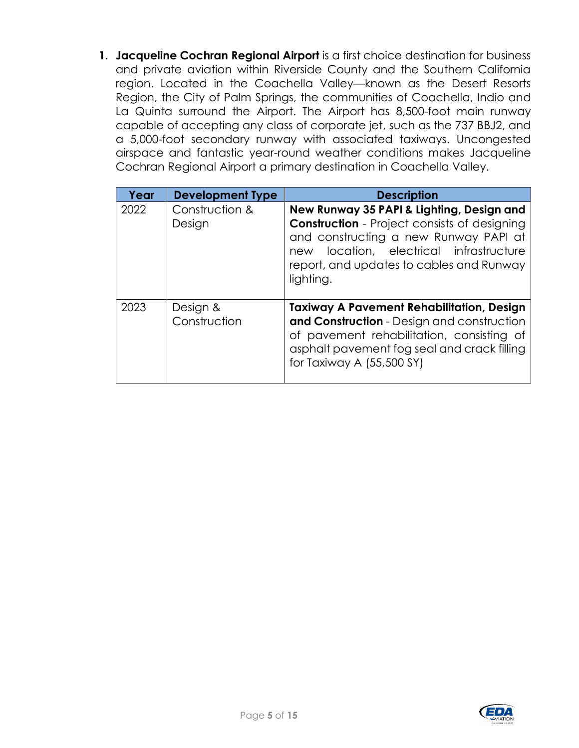1. **Jacqueline Cochran Regional Airport** is a first choice destination for business and private aviation within Riverside County and the Southern California region. Located in the Coachella Valley—known as the Desert Resorts Region, the City of Palm Springs, the communities of Coachella, Indio and La Quinta surround the Airport. The Airport has 8,500-foot main runway capable of accepting any class of corporate jet, such as the 737 BBJ2, and a 5,000-foot secondary runway with associated taxiways. Uncongested airspace and fantastic year-round weather conditions makes Jacqueline Cochran Regional Airport a primary destination in Coachella Valley.

| Year | Development Type | Description |
|---|---|---|
| 2022 | Construction & Design | **New Runway 35 PAPI & Lighting, Design and Construction** - Project consists of designing and constructing a new Runway PAPI at new location, electrical infrastructure report, and updates to cables and Runway lighting. |
| 2023 | Design & Construction | **Taxiway A Pavement Rehabilitation, Design and Construction** - Design and construction of pavement rehabilitation, consisting of asphalt pavement fog seal and crack filling for Taxiway A (55,500 SY) |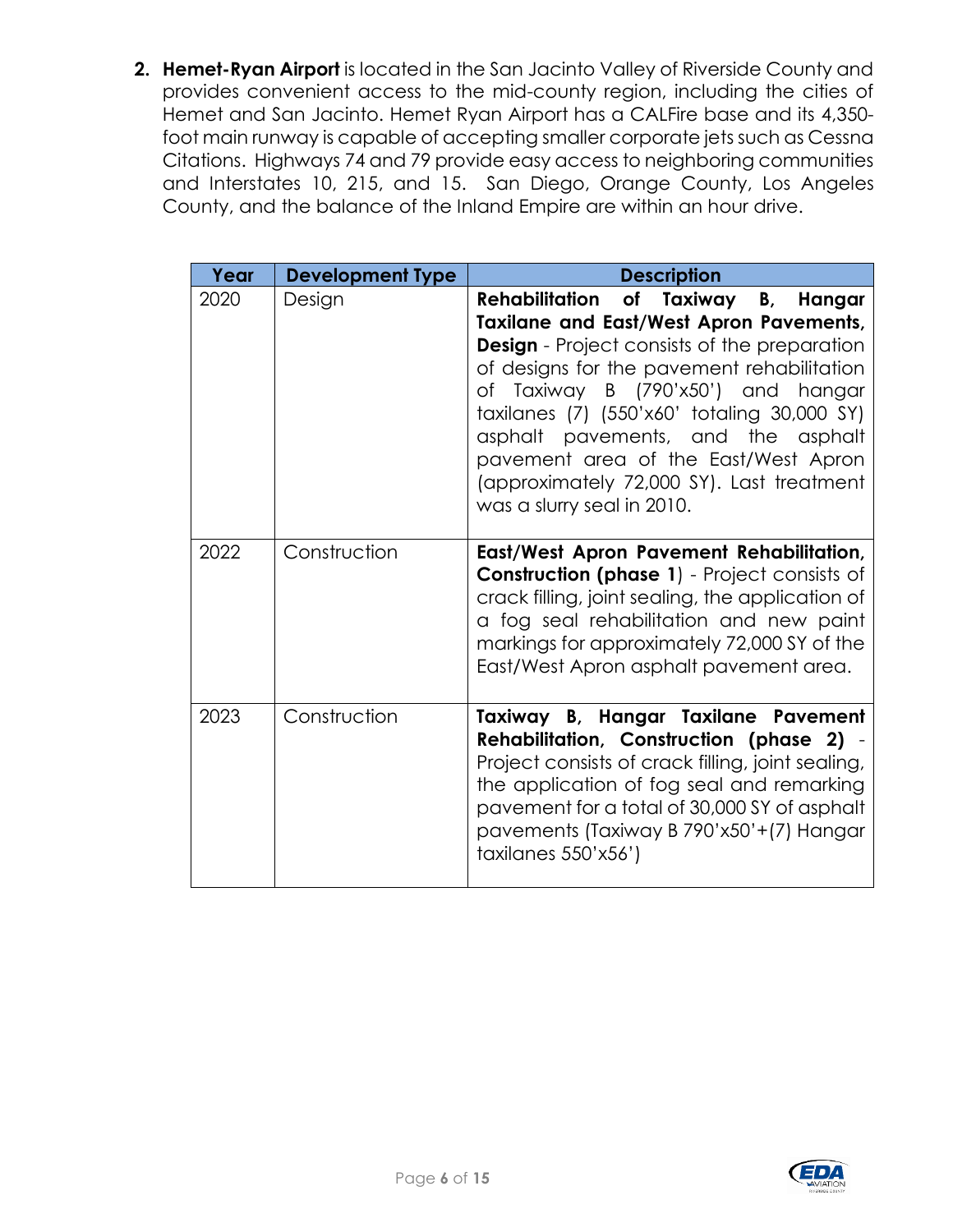2. **Hemet-Ryan Airport** is located in the San Jacinto Valley of Riverside County and provides convenient access to the mid-county region, including the cities of Hemet and San Jacinto. Hemet Ryan Airport has a CALFire base and its 4,350-foot main runway is capable of accepting smaller corporate jets such as Cessna Citations. Highways 74 and 79 provide easy access to neighboring communities and Interstates 10, 215, and 15. San Diego, Orange County, Los Angeles County, and the balance of the Inland Empire are within an hour drive.

| Year | Development Type | Description |
|---|---|---|
| 2020 | Design | **Rehabilitation of Taxiway B, Hangar Taxilane and East/West Apron Pavements, Design** - Project consists of the preparation of designs for the pavement rehabilitation of Taxiway B (790'x50') and hangar taxilanes (7) (550'x60' totaling 30,000 SY) asphalt pavements, and the asphalt pavement area of the East/West Apron (approximately 72,000 SY). Last treatment was a slurry seal in 2010. |
| 2022 | Construction | **East/West Apron Pavement Rehabilitation, Construction (phase 1**) - Project consists of crack filling, joint sealing, the application of a fog seal rehabilitation and new paint markings for approximately 72,000 SY of the East/West Apron asphalt pavement area. |
| 2023 | Construction | **Taxiway B, Hangar Taxilane Pavement Rehabilitation, Construction (phase 2)** - Project consists of crack filling, joint sealing, the application of fog seal and remarking pavement for a total of 30,000 SY of asphalt pavements (Taxiway B 790'x50'+(7) Hangar taxilanes 550'x56') |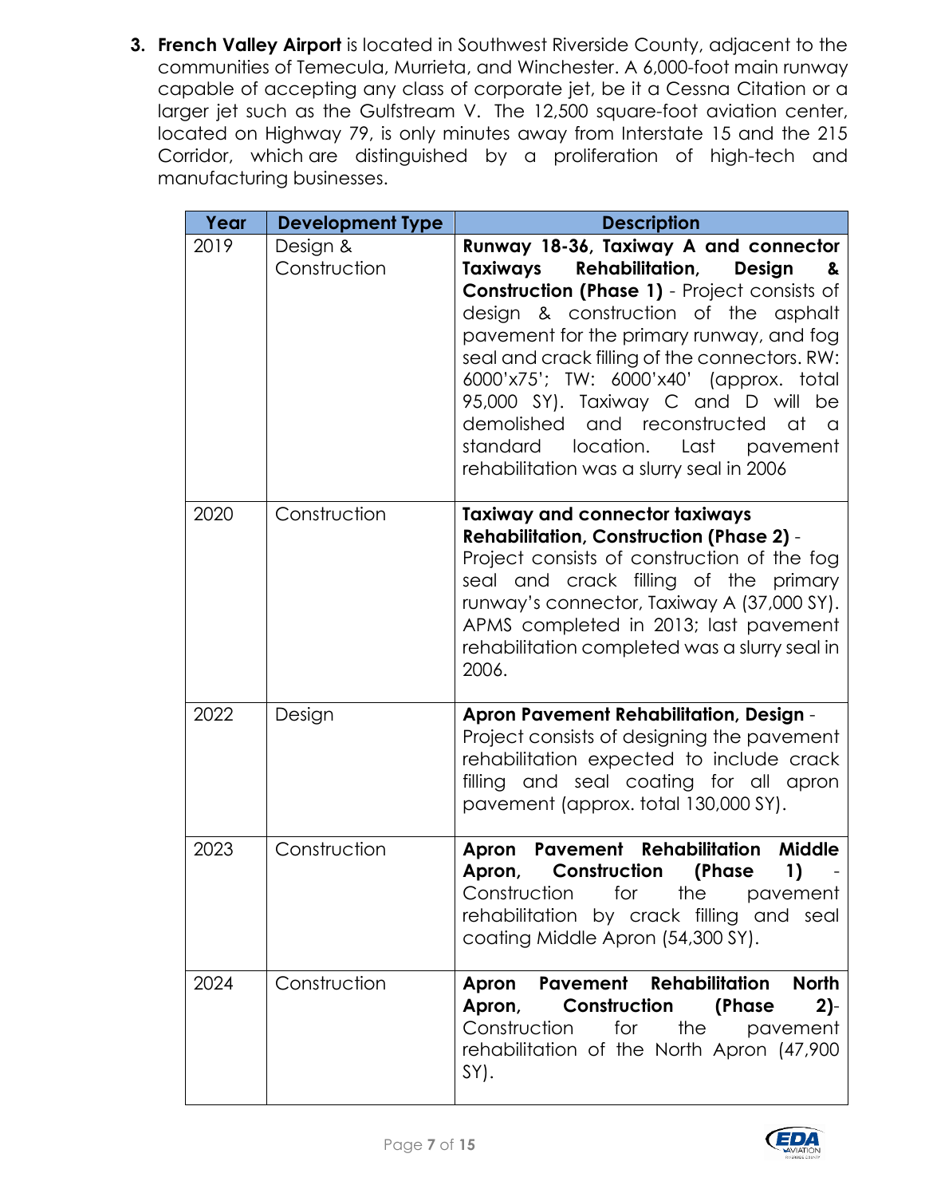3. **French Valley Airport** is located in Southwest Riverside County, adjacent to the communities of Temecula, Murrieta, and Winchester. A 6,000-foot main runway capable of accepting any class of corporate jet, be it a Cessna Citation or a larger jet such as the Gulfstream V. The 12,500 square-foot aviation center, located on Highway 79, is only minutes away from Interstate 15 and the 215 Corridor, which are distinguished by a proliferation of high-tech and manufacturing businesses.

| Year | Development Type | Description |
|---|---|---|
| 2019 | Design & Construction | **Runway 18-36, Taxiway A and connector Taxiways Rehabilitation, Design & Construction (Phase 1)** - Project consists of design & construction of the asphalt pavement for the primary runway, and fog seal and crack filling of the connectors. RW: 6000'x75'; TW: 6000'x40' (approx. total 95,000 SY). Taxiway C and D will be demolished and reconstructed at a standard location. Last pavement rehabilitation was a slurry seal in 2006 |
| 2020 | Construction | **Taxiway and connector taxiways Rehabilitation, Construction (Phase 2)** - Project consists of construction of the fog seal and crack filling of the primary runway's connector, Taxiway A (37,000 SY). APMS completed in 2013; last pavement rehabilitation completed was a slurry seal in 2006. |
| 2022 | Design | **Apron Pavement Rehabilitation, Design** - Project consists of designing the pavement rehabilitation expected to include crack filling and seal coating for all apron pavement (approx. total 130,000 SY). |
| 2023 | Construction | **Apron Pavement Rehabilitation Middle Apron, Construction (Phase 1)** - Construction for the pavement rehabilitation by crack filling and seal coating Middle Apron (54,300 SY). |
| 2024 | Construction | **Apron Pavement Rehabilitation North Apron, Construction (Phase 2)**- Construction for the pavement rehabilitation of the North Apron (47,900 SY). |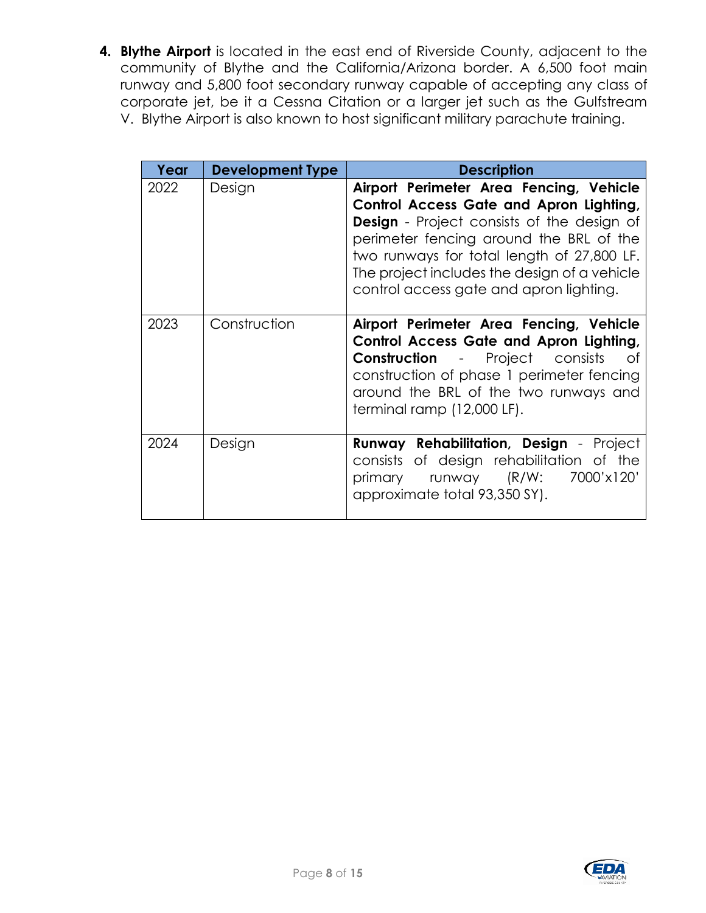4. **Blythe Airport** is located in the east end of Riverside County, adjacent to the community of Blythe and the California/Arizona border. A 6,500 foot main runway and 5,800 foot secondary runway capable of accepting any class of corporate jet, be it a Cessna Citation or a larger jet such as the Gulfstream V. Blythe Airport is also known to host significant military parachute training.

| Year | Development Type | Description |
|---|---|---|
| 2022 | Design | **Airport Perimeter Area Fencing, Vehicle Control Access Gate and Apron Lighting, Design** - Project consists of the design of perimeter fencing around the BRL of the two runways for total length of 27,800 LF. The project includes the design of a vehicle control access gate and apron lighting. |
| 2023 | Construction | **Airport Perimeter Area Fencing, Vehicle Control Access Gate and Apron Lighting, Construction** - Project consists of construction of phase 1 perimeter fencing around the BRL of the two runways and terminal ramp (12,000 LF). |
| 2024 | Design | **Runway Rehabilitation, Design** - Project consists of design rehabilitation of the primary runway (R/W: 7000'x120' approximate total 93,350 SY). |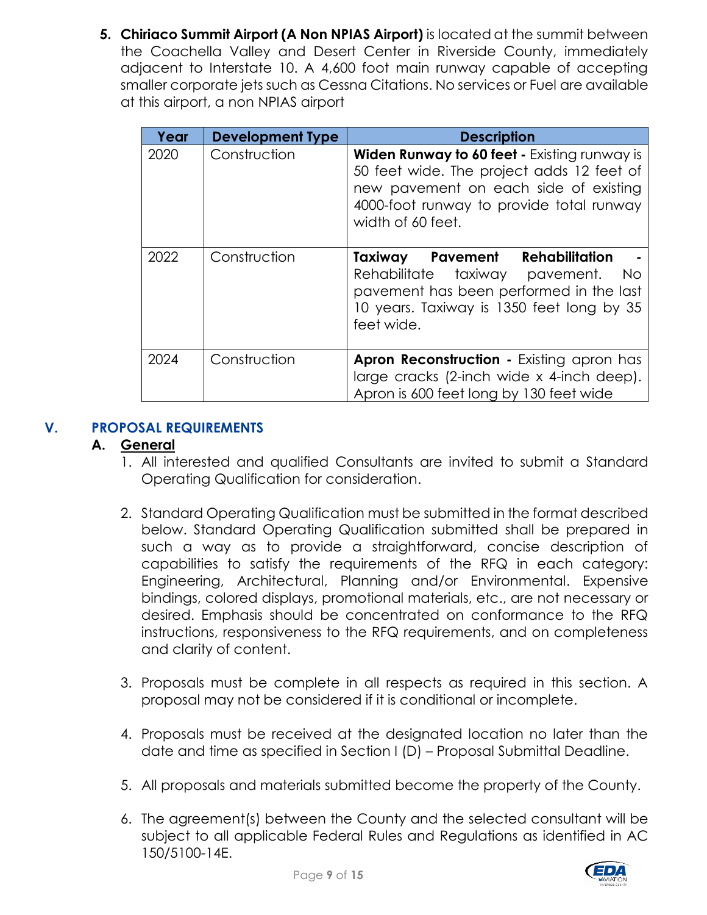5. **Chiriaco Summit Airport (A Non NPIAS Airport)** is located at the summit between the Coachella Valley and Desert Center in Riverside County, immediately adjacent to Interstate 10. A 4,600 foot main runway capable of accepting smaller corporate jets such as Cessna Citations. No services or Fuel are available at this airport, a non NPIAS airport

| Year | Development Type | Description |
|---|---|---|
| 2020 | Construction | **Widen Runway to 60 feet -** Existing runway is 50 feet wide. The project adds 12 feet of new pavement on each side of existing 4000-foot runway to provide total runway width of 60 feet. |
| 2022 | Construction | **Taxiway Pavement Rehabilitation -** Rehabilitate taxiway pavement. No pavement has been performed in the last 10 years. Taxiway is 1350 feet long by 35 feet wide. |
| 2024 | Construction | **Apron Reconstruction -** Existing apron has large cracks (2-inch wide x 4-inch deep). Apron is 600 feet long by 130 feet wide |

## V. PROPOSAL REQUIREMENTS

### A. General

1. All interested and qualified Consultants are invited to submit a Standard Operating Qualification for consideration.

2. Standard Operating Qualification must be submitted in the format described below. Standard Operating Qualification submitted shall be prepared in such a way as to provide a straightforward, concise description of capabilities to satisfy the requirements of the RFQ in each category: Engineering, Architectural, Planning and/or Environmental. Expensive bindings, colored displays, promotional materials, etc., are not necessary or desired. Emphasis should be concentrated on conformance to the RFQ instructions, responsiveness to the RFQ requirements, and on completeness and clarity of content.

3. Proposals must be complete in all respects as required in this section. A proposal may not be considered if it is conditional or incomplete.

4. Proposals must be received at the designated location no later than the date and time as specified in Section I (D) – Proposal Submittal Deadline.

5. All proposals and materials submitted become the property of the County.

6. The agreement(s) between the County and the selected consultant will be subject to all applicable Federal Rules and Regulations as identified in AC 150/5100-14E.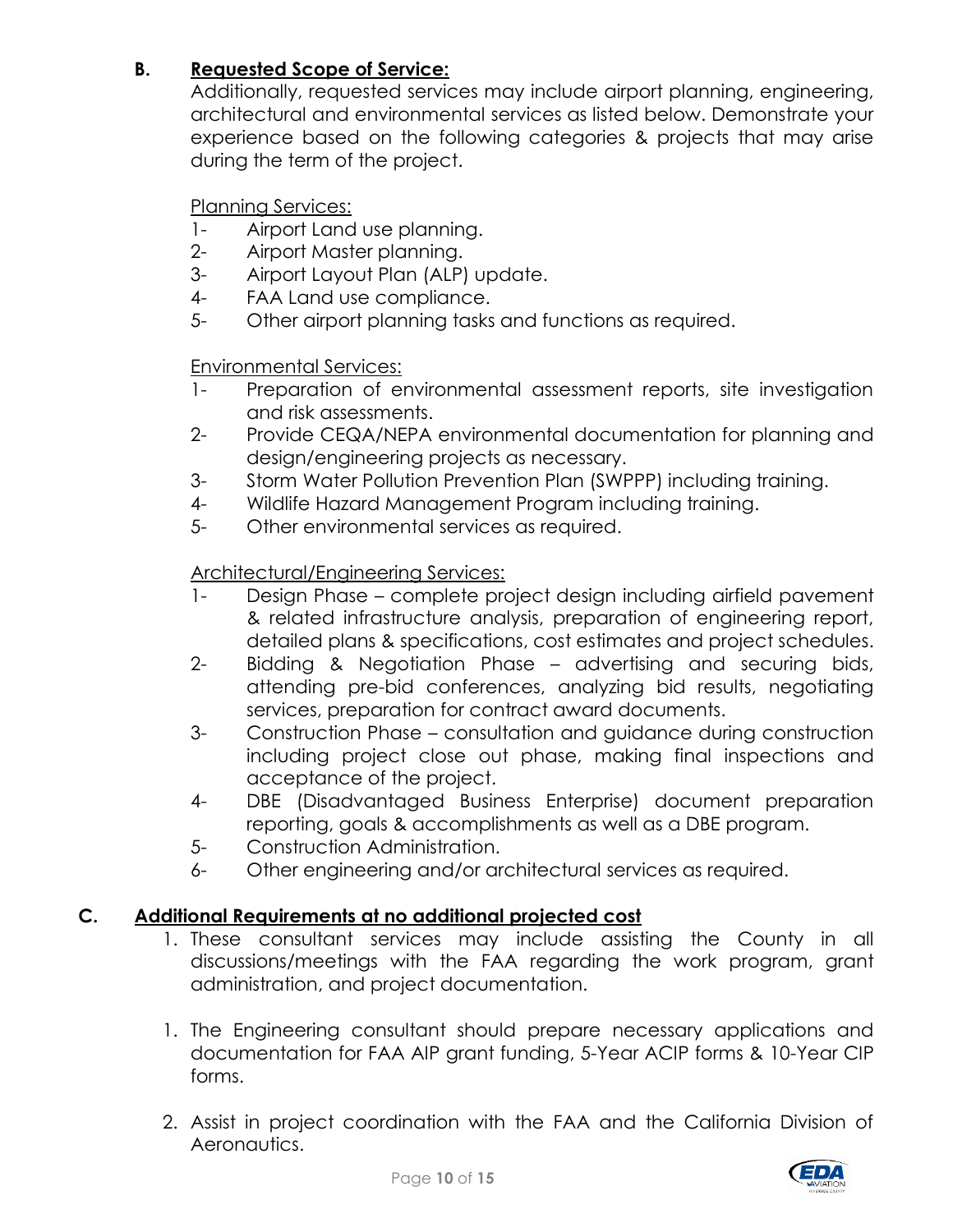**B. Requested Scope of Service:**

Additionally, requested services may include airport planning, engineering, architectural and environmental services as listed below. Demonstrate your experience based on the following categories & projects that may arise during the term of the project.

Planning Services:

1- Airport Land use planning.
2- Airport Master planning.
3- Airport Layout Plan (ALP) update.
4- FAA Land use compliance.
5- Other airport planning tasks and functions as required.

Environmental Services:

1- Preparation of environmental assessment reports, site investigation and risk assessments.
2- Provide CEQA/NEPA environmental documentation for planning and design/engineering projects as necessary.
3- Storm Water Pollution Prevention Plan (SWPPP) including training.
4- Wildlife Hazard Management Program including training.
5- Other environmental services as required.

Architectural/Engineering Services:

1- Design Phase – complete project design including airfield pavement & related infrastructure analysis, preparation of engineering report, detailed plans & specifications, cost estimates and project schedules.
2- Bidding & Negotiation Phase – advertising and securing bids, attending pre-bid conferences, analyzing bid results, negotiating services, preparation for contract award documents.
3- Construction Phase – consultation and guidance during construction including project close out phase, making final inspections and acceptance of the project.
4- DBE (Disadvantaged Business Enterprise) document preparation reporting, goals & accomplishments as well as a DBE program.
5- Construction Administration.
6- Other engineering and/or architectural services as required.

**C. Additional Requirements at no additional projected cost**

1. These consultant services may include assisting the County in all discussions/meetings with the FAA regarding the work program, grant administration, and project documentation.

1. The Engineering consultant should prepare necessary applications and documentation for FAA AIP grant funding, 5-Year ACIP forms & 10-Year CIP forms.

2. Assist in project coordination with the FAA and the California Division of Aeronautics.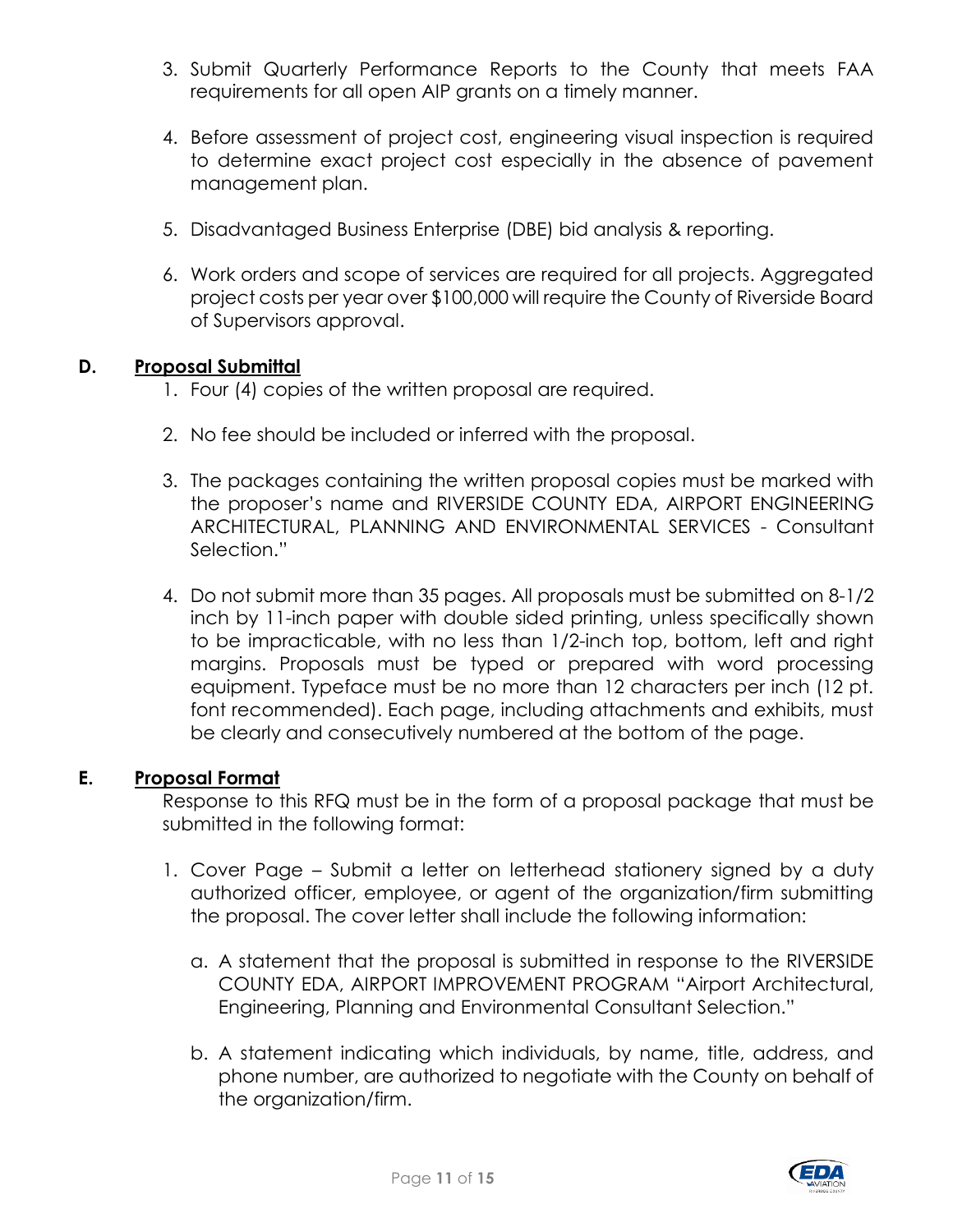3. Submit Quarterly Performance Reports to the County that meets FAA requirements for all open AIP grants on a timely manner.

4. Before assessment of project cost, engineering visual inspection is required to determine exact project cost especially in the absence of pavement management plan.

5. Disadvantaged Business Enterprise (DBE) bid analysis & reporting.

6. Work orders and scope of services are required for all projects. Aggregated project costs per year over $100,000 will require the County of Riverside Board of Supervisors approval.

**D. Proposal Submittal**

1. Four (4) copies of the written proposal are required.

2. No fee should be included or inferred with the proposal.

3. The packages containing the written proposal copies must be marked with the proposer's name and RIVERSIDE COUNTY EDA, AIRPORT ENGINEERING ARCHITECTURAL, PLANNING AND ENVIRONMENTAL SERVICES - Consultant Selection."

4. Do not submit more than 35 pages. All proposals must be submitted on 8-1/2 inch by 11-inch paper with double sided printing, unless specifically shown to be impracticable, with no less than 1/2-inch top, bottom, left and right margins. Proposals must be typed or prepared with word processing equipment. Typeface must be no more than 12 characters per inch (12 pt. font recommended). Each page, including attachments and exhibits, must be clearly and consecutively numbered at the bottom of the page.

**E. Proposal Format**

Response to this RFQ must be in the form of a proposal package that must be submitted in the following format:

1. Cover Page – Submit a letter on letterhead stationery signed by a duty authorized officer, employee, or agent of the organization/firm submitting the proposal. The cover letter shall include the following information:

   a. A statement that the proposal is submitted in response to the RIVERSIDE COUNTY EDA, AIRPORT IMPROVEMENT PROGRAM "Airport Architectural, Engineering, Planning and Environmental Consultant Selection."

   b. A statement indicating which individuals, by name, title, address, and phone number, are authorized to negotiate with the County on behalf of the organization/firm.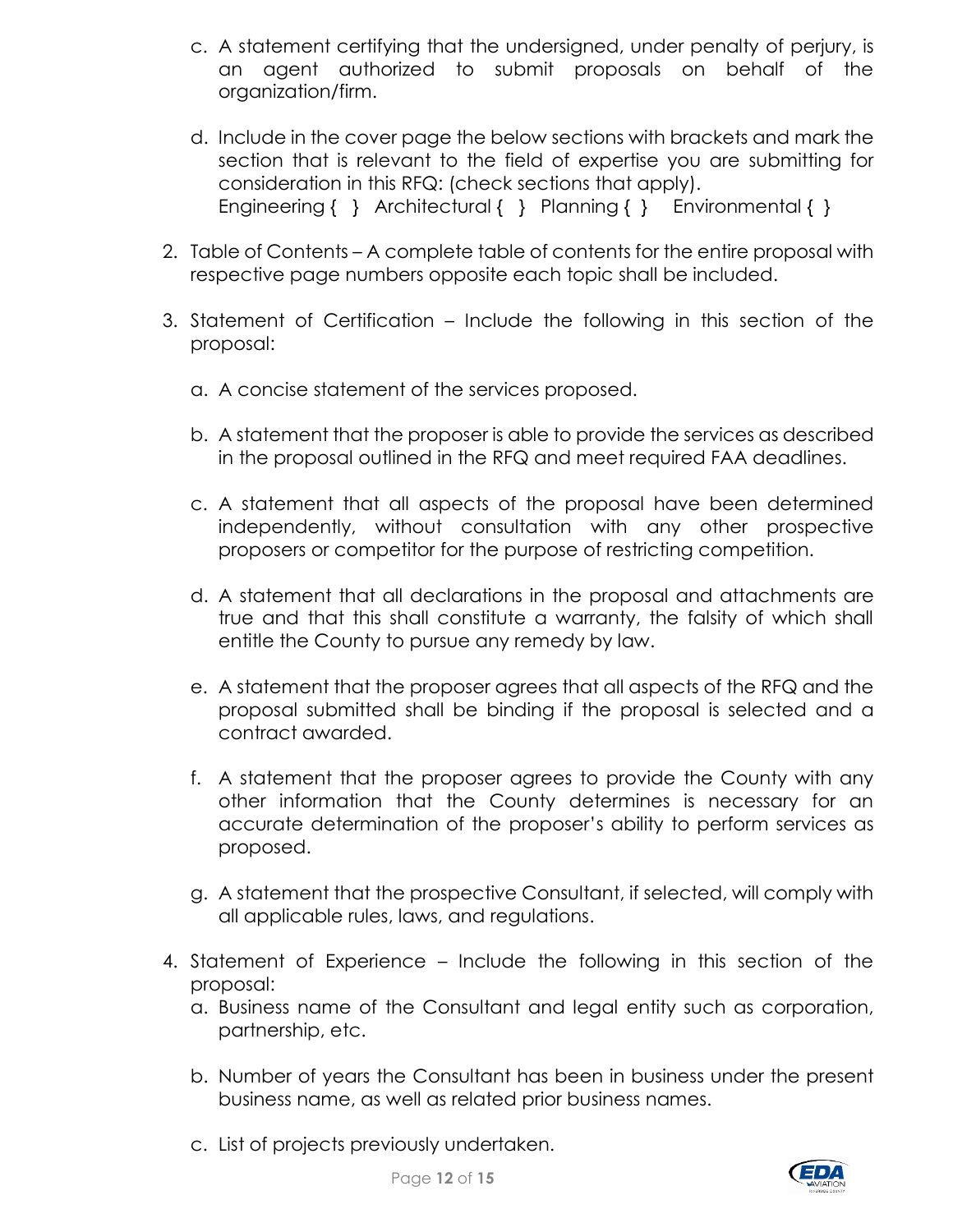c. A statement certifying that the undersigned, under penalty of perjury, is an agent authorized to submit proposals on behalf of the organization/firm.

d. Include in the cover page the below sections with brackets and mark the section that is relevant to the field of expertise you are submitting for consideration in this RFQ: (check sections that apply).
Engineering { } Architectural { } Planning { } Environmental { }

2. Table of Contents – A complete table of contents for the entire proposal with respective page numbers opposite each topic shall be included.

3. Statement of Certification – Include the following in this section of the proposal:

   a. A concise statement of the services proposed.

   b. A statement that the proposer is able to provide the services as described in the proposal outlined in the RFQ and meet required FAA deadlines.

   c. A statement that all aspects of the proposal have been determined independently, without consultation with any other prospective proposers or competitor for the purpose of restricting competition.

   d. A statement that all declarations in the proposal and attachments are true and that this shall constitute a warranty, the falsity of which shall entitle the County to pursue any remedy by law.

   e. A statement that the proposer agrees that all aspects of the RFQ and the proposal submitted shall be binding if the proposal is selected and a contract awarded.

   f. A statement that the proposer agrees to provide the County with any other information that the County determines is necessary for an accurate determination of the proposer's ability to perform services as proposed.

   g. A statement that the prospective Consultant, if selected, will comply with all applicable rules, laws, and regulations.

4. Statement of Experience – Include the following in this section of the proposal:

   a. Business name of the Consultant and legal entity such as corporation, partnership, etc.

   b. Number of years the Consultant has been in business under the present business name, as well as related prior business names.

   c. List of projects previously undertaken.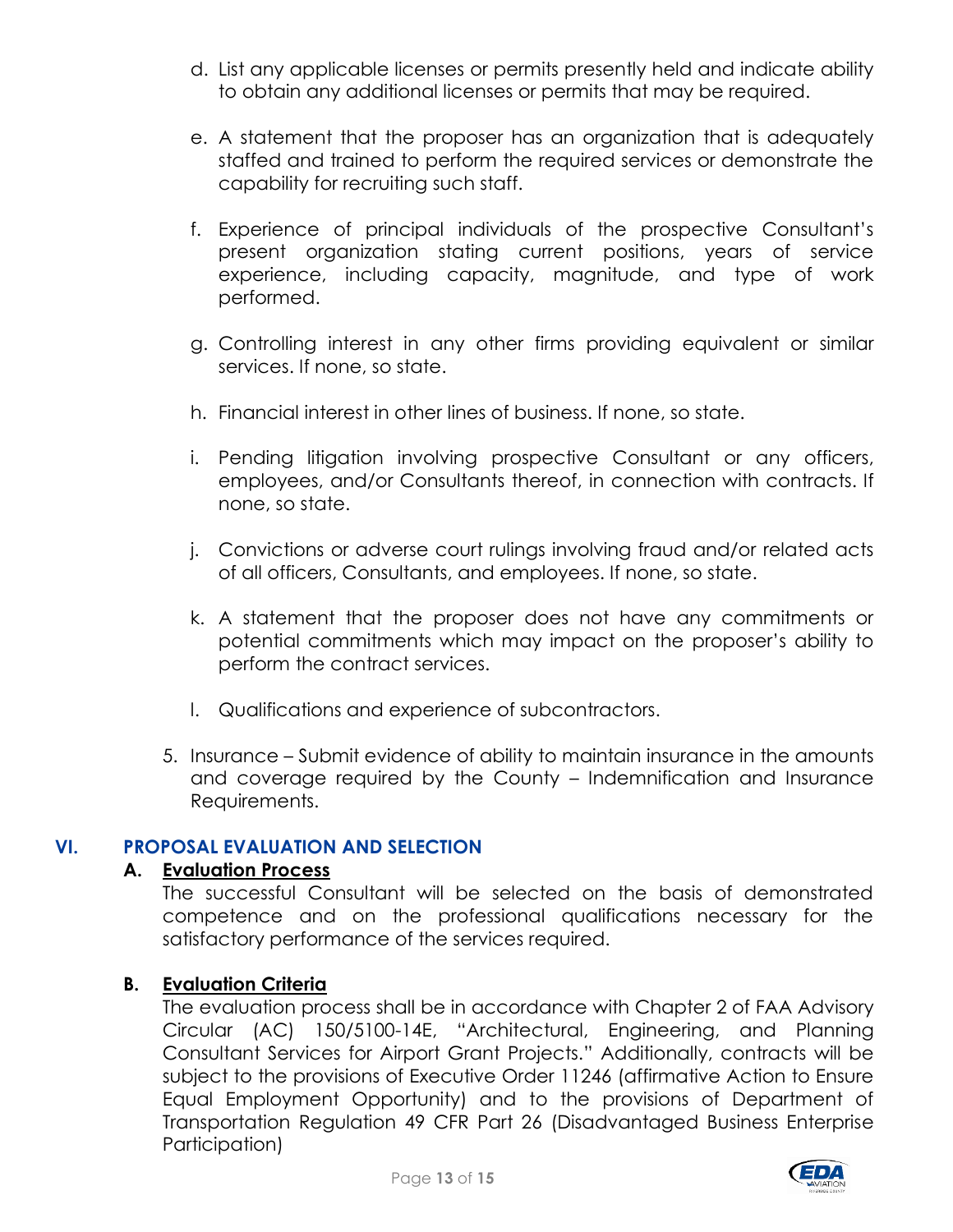d. List any applicable licenses or permits presently held and indicate ability to obtain any additional licenses or permits that may be required.

e. A statement that the proposer has an organization that is adequately staffed and trained to perform the required services or demonstrate the capability for recruiting such staff.

f. Experience of principal individuals of the prospective Consultant's present organization stating current positions, years of service experience, including capacity, magnitude, and type of work performed.

g. Controlling interest in any other firms providing equivalent or similar services. If none, so state.

h. Financial interest in other lines of business. If none, so state.

i. Pending litigation involving prospective Consultant or any officers, employees, and/or Consultants thereof, in connection with contracts. If none, so state.

j. Convictions or adverse court rulings involving fraud and/or related acts of all officers, Consultants, and employees. If none, so state.

k. A statement that the proposer does not have any commitments or potential commitments which may impact on the proposer's ability to perform the contract services.

l. Qualifications and experience of subcontractors.

5. Insurance – Submit evidence of ability to maintain insurance in the amounts and coverage required by the County – Indemnification and Insurance Requirements.

## VI. PROPOSAL EVALUATION AND SELECTION

### A. Evaluation Process

The successful Consultant will be selected on the basis of demonstrated competence and on the professional qualifications necessary for the satisfactory performance of the services required.

### B. Evaluation Criteria

The evaluation process shall be in accordance with Chapter 2 of FAA Advisory Circular (AC) 150/5100-14E, "Architectural, Engineering, and Planning Consultant Services for Airport Grant Projects." Additionally, contracts will be subject to the provisions of Executive Order 11246 (affirmative Action to Ensure Equal Employment Opportunity) and to the provisions of Department of Transportation Regulation 49 CFR Part 26 (Disadvantaged Business Enterprise Participation)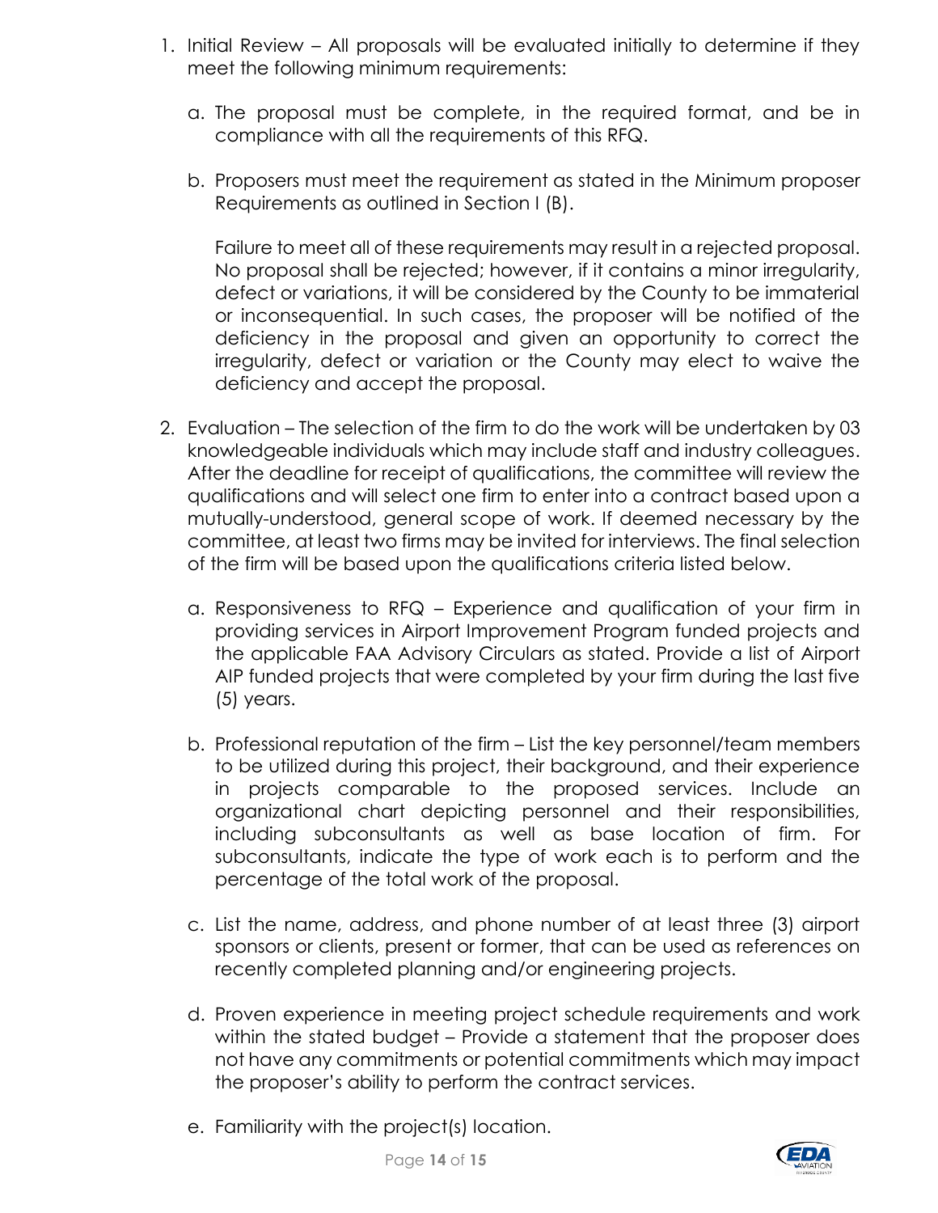1. Initial Review – All proposals will be evaluated initially to determine if they meet the following minimum requirements:

   a. The proposal must be complete, in the required format, and be in compliance with all the requirements of this RFQ.

   b. Proposers must meet the requirement as stated in the Minimum proposer Requirements as outlined in Section I (B).

   Failure to meet all of these requirements may result in a rejected proposal. No proposal shall be rejected; however, if it contains a minor irregularity, defect or variations, it will be considered by the County to be immaterial or inconsequential. In such cases, the proposer will be notified of the deficiency in the proposal and given an opportunity to correct the irregularity, defect or variation or the County may elect to waive the deficiency and accept the proposal.

2. Evaluation – The selection of the firm to do the work will be undertaken by 03 knowledgeable individuals which may include staff and industry colleagues. After the deadline for receipt of qualifications, the committee will review the qualifications and will select one firm to enter into a contract based upon a mutually-understood, general scope of work. If deemed necessary by the committee, at least two firms may be invited for interviews. The final selection of the firm will be based upon the qualifications criteria listed below.

   a. Responsiveness to RFQ – Experience and qualification of your firm in providing services in Airport Improvement Program funded projects and the applicable FAA Advisory Circulars as stated. Provide a list of Airport AIP funded projects that were completed by your firm during the last five (5) years.

   b. Professional reputation of the firm – List the key personnel/team members to be utilized during this project, their background, and their experience in projects comparable to the proposed services. Include an organizational chart depicting personnel and their responsibilities, including subconsultants as well as base location of firm. For subconsultants, indicate the type of work each is to perform and the percentage of the total work of the proposal.

   c. List the name, address, and phone number of at least three (3) airport sponsors or clients, present or former, that can be used as references on recently completed planning and/or engineering projects.

   d. Proven experience in meeting project schedule requirements and work within the stated budget – Provide a statement that the proposer does not have any commitments or potential commitments which may impact the proposer's ability to perform the contract services.

   e. Familiarity with the project(s) location.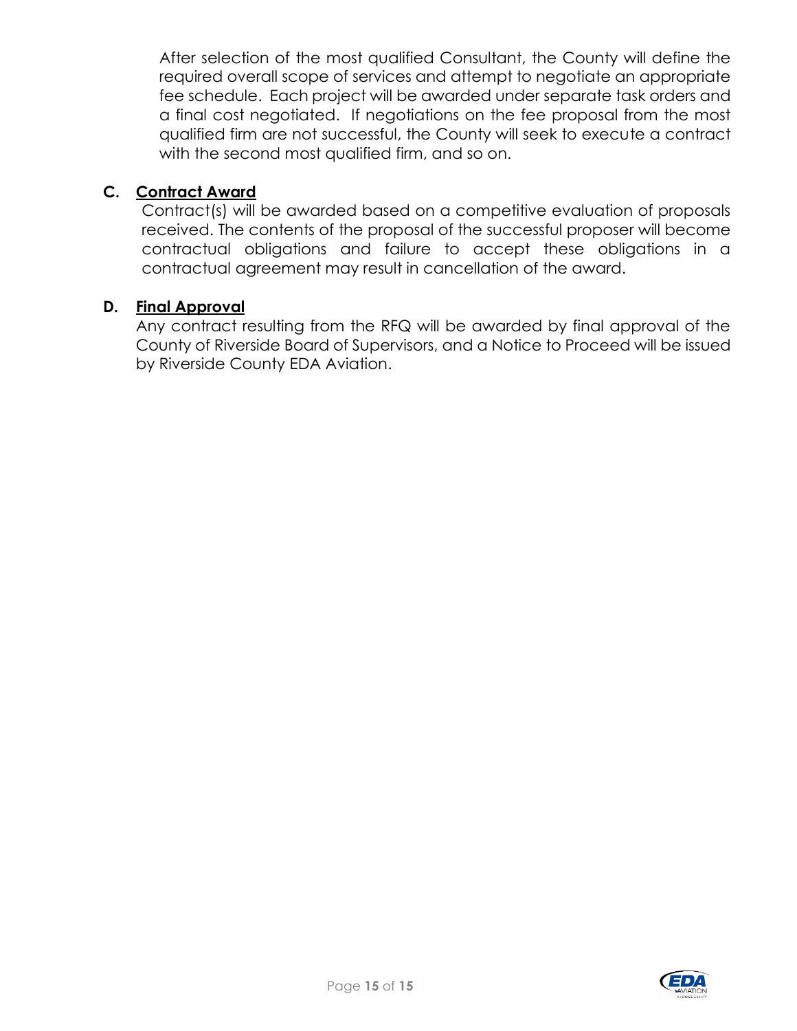After selection of the most qualified Consultant, the County will define the required overall scope of services and attempt to negotiate an appropriate fee schedule. Each project will be awarded under separate task orders and a final cost negotiated. If negotiations on the fee proposal from the most qualified firm are not successful, the County will seek to execute a contract with the second most qualified firm, and so on.

**C. Contract Award**

Contract(s) will be awarded based on a competitive evaluation of proposals received. The contents of the proposal of the successful proposer will become contractual obligations and failure to accept these obligations in a contractual agreement may result in cancellation of the award.

**D. Final Approval**

Any contract resulting from the RFQ will be awarded by final approval of the County of Riverside Board of Supervisors, and a Notice to Proceed will be issued by Riverside County EDA Aviation.